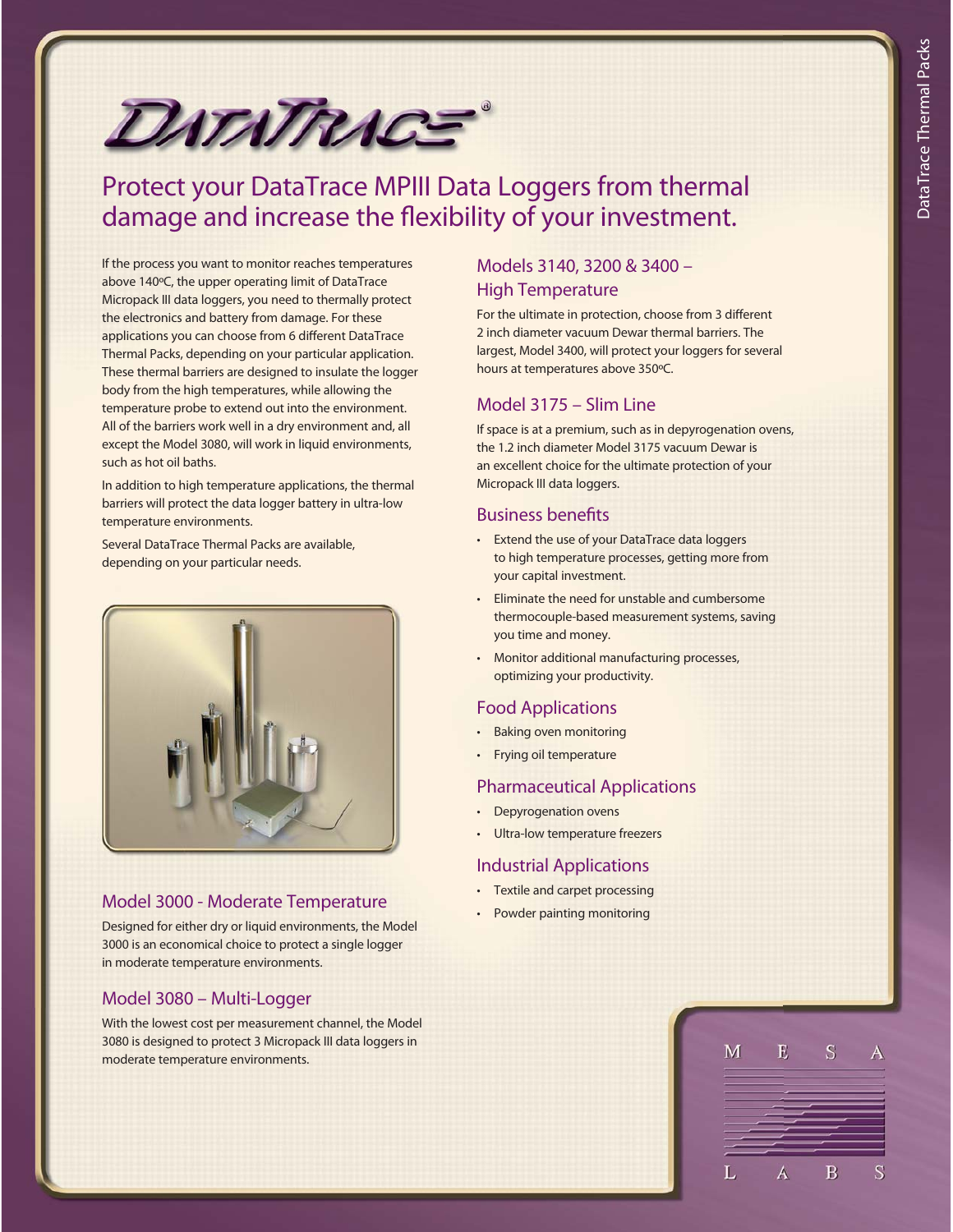# DATATRACE®

## Protect your DataTrace MPIII Data Loggers from thermal damage and increase the flexibility of your investment.

If the process you want to monitor reaches temperatures above 140ºC, the upper operating limit of DataTrace Micropack III data loggers, you need to thermally protect the electronics and battery from damage. For these applications you can choose from 6 different DataTrace Thermal Packs, depending on your particular application. These thermal barriers are designed to insulate the logger body from the high temperatures, while allowing the temperature probe to extend out into the environment. All of the barriers work well in a dry environment and, all except the Model 3080, will work in liquid environments, such as hot oil baths.

In addition to high temperature applications, the thermal barriers will protect the data logger battery in ultra-low temperature environments.

Several DataTrace Thermal Packs are available, depending on your particular needs.

### Model 3000 - Moderate Temperature

Designed for either dry or liquid environments, the Model 3000 is an economical choice to protect a single logger in moderate temperature environments.

### Model 3080 – Multi-Logger

With the lowest cost per measurement channel, the Model 3080 is designed to protect 3 Micropack III data loggers in moderate temperature environments.

### Models 3140, 3200 & 3400 – High Temperature

For the ultimate in protection, choose from 3 different 2 inch diameter vacuum Dewar thermal barriers. The largest, Model 3400, will protect your loggers for several hours at temperatures above 350ºC.

### Model 3175 – Slim Line

If space is at a premium, such as in depyrogenation ovens, the 1.2 inch diameter Model 3175 vacuum Dewar is an excellent choice for the ultimate protection of your Micropack III data loggers.

### Business benefits

- Extend the use of your DataTrace data loggers to high temperature processes, getting more from your capital investment.
- Eliminate the need for unstable and cumbersome thermocouple-based measurement systems, saving you time and money.
- Monitor additional manufacturing processes, optimizing your productivity.

### Food Applications

- Baking oven monitoring
- Frying oil temperature

### Pharmaceutical Applications

- Depyrogenation ovens
- Ultra-low temperature freezers

### Industrial Applications

- Textile and carpet processing
- Powder painting monitoring

MESA LABS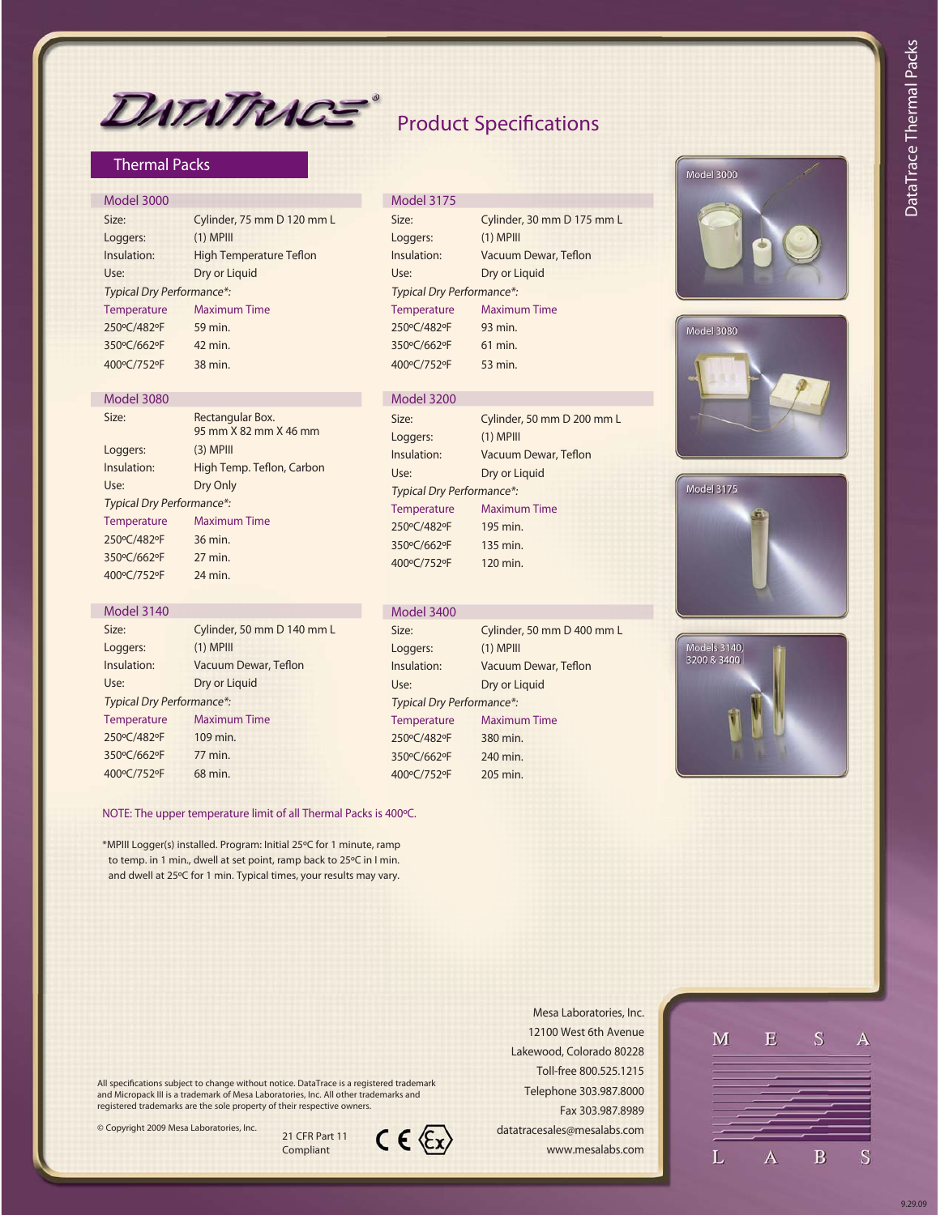# DataTrace® Product Specifications

## Thermal Packs

### Model 3000

| | |
|---|---|
| Size: | Cylinder, 75 mm D 120 mm L |
| Loggers: | (1) MPIII |
| Insulation: | High Temperature Teflon |
| Use: | Dry or Liquid |

*Typical Dry Performance\*:*

| Temperature | Maximum Time |
|---|---|
| 250ºC/482ºF | 59 min. |
| 350ºC/662ºF | 42 min. |
| 400ºC/752ºF | 38 min. |

### Model 3080

| | |
|---|---|
| Size: | Rectangular Box. 95 mm X 82 mm X 46 mm |
| Loggers: | (3) MPIII |
| Insulation: | High Temp. Teflon, Carbon |
| Use: | Dry Only |

*Typical Dry Performance\*:*

| Temperature | Maximum Time |
|---|---|
| 250ºC/482ºF | 36 min. |
| 350ºC/662ºF | 27 min. |
| 400ºC/752ºF | 24 min. |

### Model 3140

| | |
|---|---|
| Size: | Cylinder, 50 mm D 140 mm L |
| Loggers: | (1) MPIII |
| Insulation: | Vacuum Dewar, Teflon |
| Use: | Dry or Liquid |

*Typical Dry Performance\*:*

| Temperature | Maximum Time |
|---|---|
| 250ºC/482ºF | 109 min. |
| 350ºC/662ºF | 77 min. |
| 400ºC/752ºF | 68 min. |

### Model 3175

| | |
|---|---|
| Size: | Cylinder, 30 mm D 175 mm L |
| Loggers: | (1) MPIII |
| Insulation: | Vacuum Dewar, Teflon |
| Use: | Dry or Liquid |

*Typical Dry Performance\*:*

| Temperature | Maximum Time |
|---|---|
| 250ºC/482ºF | 93 min. |
| 350ºC/662ºF | 61 min. |
| 400ºC/752ºF | 53 min. |

### Model 3200

| | |
|---|---|
| Size: | Cylinder, 50 mm D 200 mm L |
| Loggers: | (1) MPIII |
| Insulation: | Vacuum Dewar, Teflon |
| Use: | Dry or Liquid |

*Typical Dry Performance\*:*

| Temperature | Maximum Time |
|---|---|
| 250ºC/482ºF | 195 min. |
| 350ºC/662ºF | 135 min. |
| 400ºC/752ºF | 120 min. |

### Model 3400

| | |
|---|---|
| Size: | Cylinder, 50 mm D 400 mm L |
| Loggers: | (1) MPIII |
| Insulation: | Vacuum Dewar, Teflon |
| Use: | Dry or Liquid |

*Typical Dry Performance\*:*

| Temperature | Maximum Time |
|---|---|
| 250ºC/482ºF | 380 min. |
| 350ºC/662ºF | 240 min. |
| 400ºC/752ºF | 205 min. |

Model 3000

Model 3080

Model 3175

Models 3140, 3200 & 3400

NOTE: The upper temperature limit of all Thermal Packs is 400ºC.

\*MPIII Logger(s) installed. Program: Initial 25ºC for 1 minute, ramp to temp. in 1 min., dwell at set point, ramp back to 25ºC in I min. and dwell at 25ºC for 1 min. Typical times, your results may vary.

All specifications subject to change without notice. DataTrace is a registered trademark and Micropack III is a trademark of Mesa Laboratories, Inc. All other trademarks and registered trademarks are the sole property of their respective owners.

© Copyright 2009 Mesa Laboratories, Inc.

21 CFR Part 11 Compliant

Mesa Laboratories, Inc.
12100 West 6th Avenue
Lakewood, Colorado 80228
Toll-free 800.525.1215
Telephone 303.987.8000
Fax 303.987.8989
datatracesales@mesalabs.com
www.mesalabs.com

MESA LABS

9.29.09